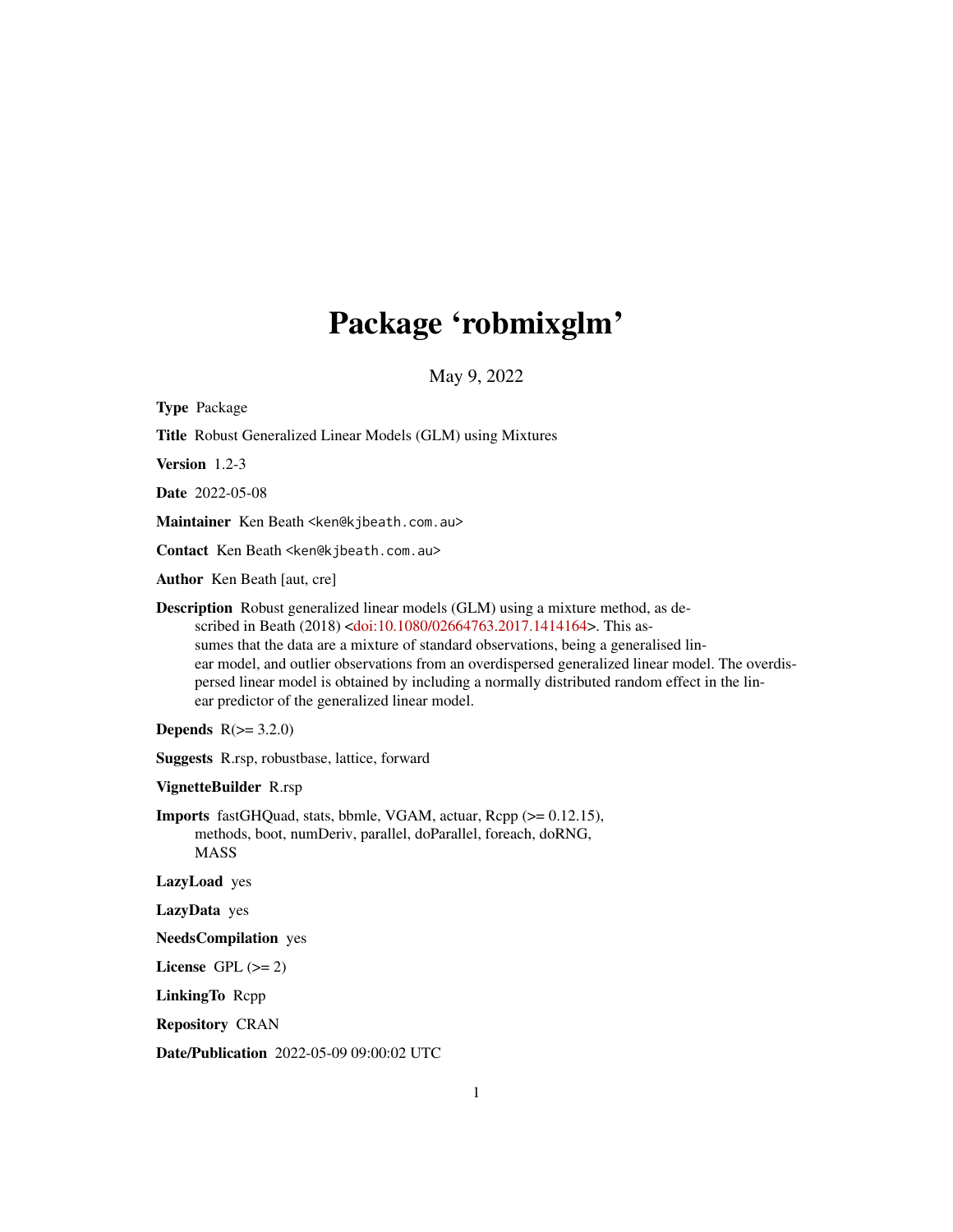# Package 'robmixglm'

May 9, 2022

**Type** Package

**Title** Robust Generalized Linear Models (GLM) using Mixtures

**Version** 1.2-3

**Date** 2022-05-08

**Maintainer** Ken Beath <ken@kjbeath.com.au>

**Contact** Ken Beath <ken@kjbeath.com.au>

**Author** Ken Beath [aut, cre]

**Description** Robust generalized linear models (GLM) using a mixture method, as described in Beath (2018) <doi:10.1080/02664763.2017.1414164>. This assumes that the data are a mixture of standard observations, being a generalised linear model, and outlier observations from an overdispersed generalized linear model. The overdispersed linear model is obtained by including a normally distributed random effect in the linear predictor of the generalized linear model.

**Depends** R(>= 3.2.0)

**Suggests** R.rsp, robustbase, lattice, forward

**VignetteBuilder** R.rsp

**Imports** fastGHQuad, stats, bbmle, VGAM, actuar, Rcpp (>= 0.12.15), methods, boot, numDeriv, parallel, doParallel, foreach, doRNG, MASS

**LazyLoad** yes

**LazyData** yes

**NeedsCompilation** yes

**License** GPL (>= 2)

**LinkingTo** Rcpp

**Repository** CRAN

**Date/Publication** 2022-05-09 09:00:02 UTC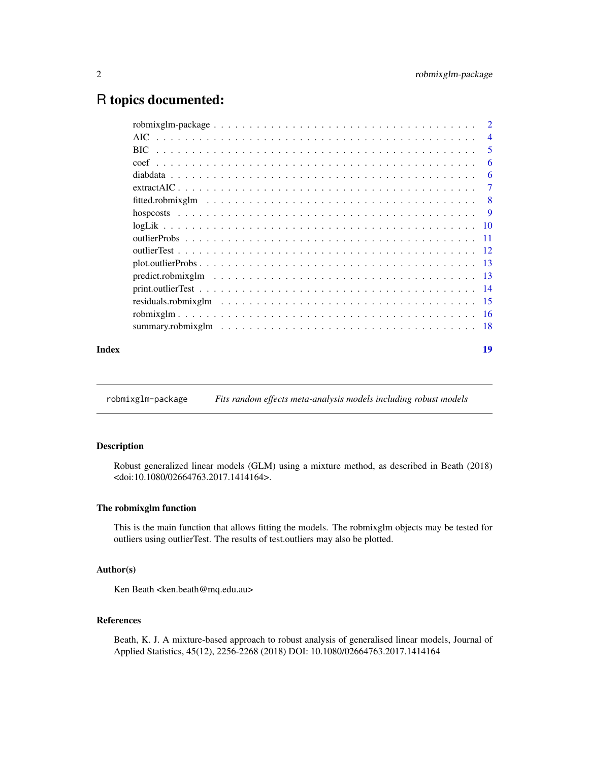# R topics documented:

| | |
|---|---|
| robmixglm-package | 2 |
| AIC | 4 |
| BIC | 5 |
| coef | 6 |
| diabdata | 6 |
| extractAIC | 7 |
| fitted.robmixglm | 8 |
| hospcosts | 9 |
| logLik | 10 |
| outlierProbs | 11 |
| outlierTest | 12 |
| plot.outlierProbs | 13 |
| predict.robmixglm | 13 |
| print.outlierTest | 14 |
| residuals.robmixglm | 15 |
| robmixglm | 16 |
| summary.robmixglm | 18 |
| **Index** | **19** |

---

`robmixglm-package` *Fits random effects meta-analysis models including robust models*

---

## Description

Robust generalized linear models (GLM) using a mixture method, as described in Beath (2018) <doi:10.1080/02664763.2017.1414164>.

## The robmixglm function

This is the main function that allows fitting the models. The robmixglm objects may be tested for outliers using outlierTest. The results of test.outliers may also be plotted.

## Author(s)

Ken Beath <ken.beath@mq.edu.au>

## References

Beath, K. J. A mixture-based approach to robust analysis of generalised linear models, Journal of Applied Statistics, 45(12), 2256-2268 (2018) DOI: 10.1080/02664763.2017.1414164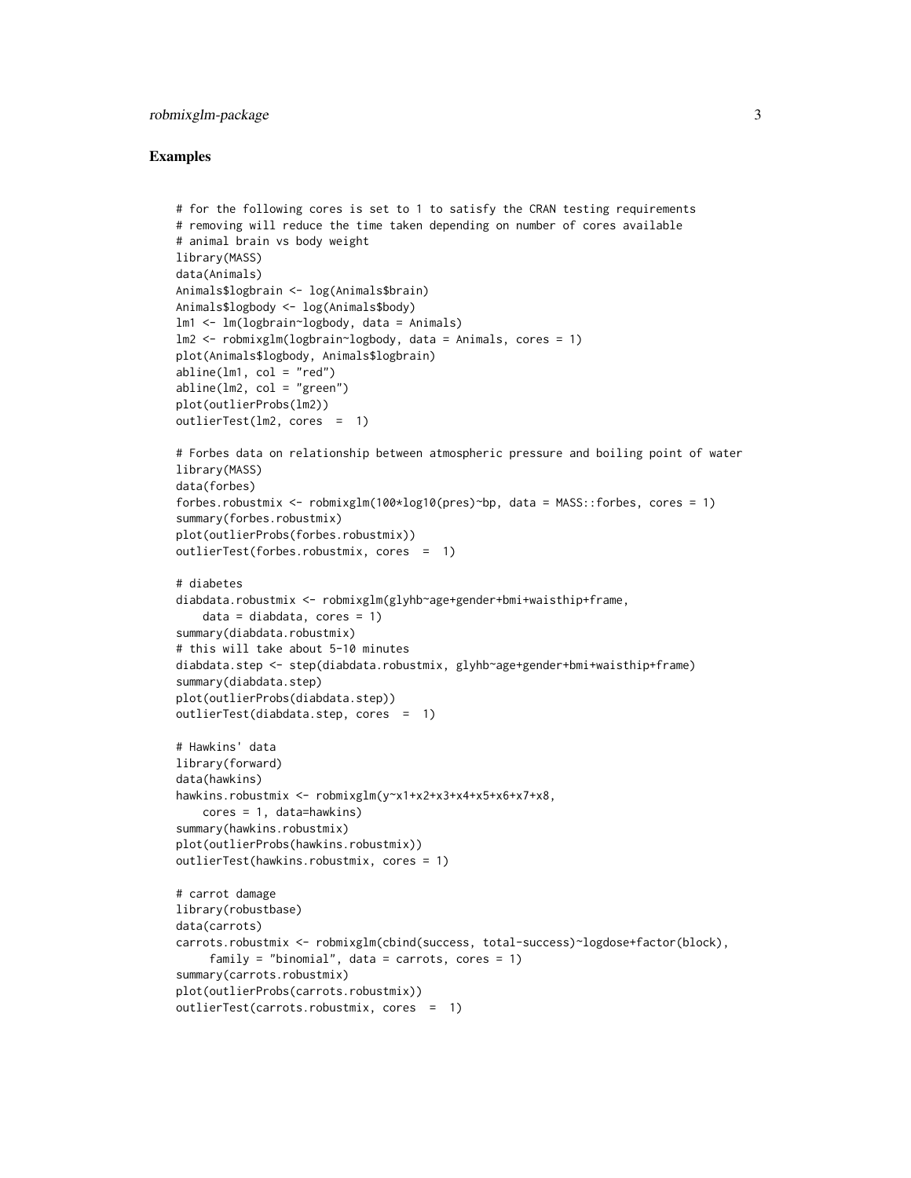## Examples

```
# for the following cores is set to 1 to satisfy the CRAN testing requirements
# removing will reduce the time taken depending on number of cores available
# animal brain vs body weight
library(MASS)
data(Animals)
Animals$logbrain <- log(Animals$brain)
Animals$logbody <- log(Animals$body)
lm1 <- lm(logbrain~logbody, data = Animals)
lm2 <- robmixglm(logbrain~logbody, data = Animals, cores = 1)
plot(Animals$logbody, Animals$logbrain)
abline(lm1, col = "red")
abline(lm2, col = "green")
plot(outlierProbs(lm2))
outlierTest(lm2, cores  =  1)

# Forbes data on relationship between atmospheric pressure and boiling point of water
library(MASS)
data(forbes)
forbes.robustmix <- robmixglm(100*log10(pres)~bp, data = MASS::forbes, cores = 1)
summary(forbes.robustmix)
plot(outlierProbs(forbes.robustmix))
outlierTest(forbes.robustmix, cores  =  1)

# diabetes
diabdata.robustmix <- robmixglm(glyhb~age+gender+bmi+waisthip+frame,
    data = diabdata, cores = 1)
summary(diabdata.robustmix)
# this will take about 5-10 minutes
diabdata.step <- step(diabdata.robustmix, glyhb~age+gender+bmi+waisthip+frame)
summary(diabdata.step)
plot(outlierProbs(diabdata.step))
outlierTest(diabdata.step, cores  =  1)

# Hawkins' data
library(forward)
data(hawkins)
hawkins.robustmix <- robmixglm(y~x1+x2+x3+x4+x5+x6+x7+x8,
    cores = 1, data=hawkins)
summary(hawkins.robustmix)
plot(outlierProbs(hawkins.robustmix))
outlierTest(hawkins.robustmix, cores = 1)

# carrot damage
library(robustbase)
data(carrots)
carrots.robustmix <- robmixglm(cbind(success, total-success)~logdose+factor(block),
     family = "binomial", data = carrots, cores = 1)
summary(carrots.robustmix)
plot(outlierProbs(carrots.robustmix))
outlierTest(carrots.robustmix, cores  =  1)
```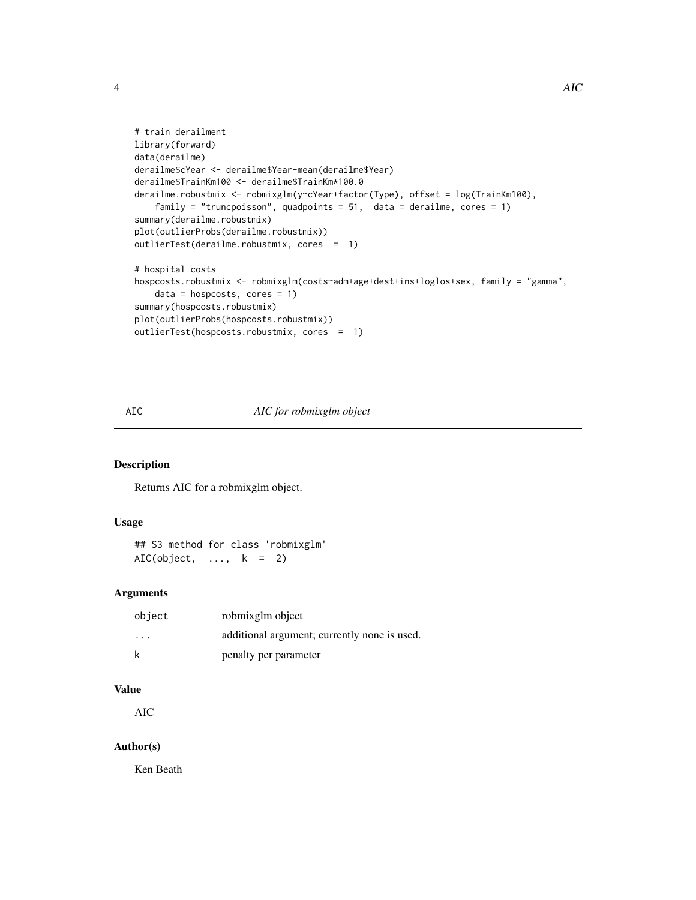```
# train derailment
library(forward)
data(derailme)
derailme$cYear <- derailme$Year-mean(derailme$Year)
derailme$TrainKm100 <- derailme$TrainKm*100.0
derailme.robustmix <- robmixglm(y~cYear+factor(Type), offset = log(TrainKm100),
    family = "truncpoisson", quadpoints = 51,  data = derailme, cores = 1)
summary(derailme.robustmix)
plot(outlierProbs(derailme.robustmix))
outlierTest(derailme.robustmix, cores  =  1)

# hospital costs
hospcosts.robustmix <- robmixglm(costs~adm+age+dest+ins+loglos+sex, family = "gamma",
    data = hospcosts, cores = 1)
summary(hospcosts.robustmix)
plot(outlierProbs(hospcosts.robustmix))
outlierTest(hospcosts.robustmix, cores  =  1)
```

---

## AIC — *AIC for robmixglm object*

### Description

Returns AIC for a robmixglm object.

### Usage

```
## S3 method for class 'robmixglm'
AIC(object,  ...,  k  =  2)
```

### Arguments

| | |
|---|---|
| object | robmixglm object |
| ... | additional argument; currently none is used. |
| k | penalty per parameter |

### Value

AIC

### Author(s)

Ken Beath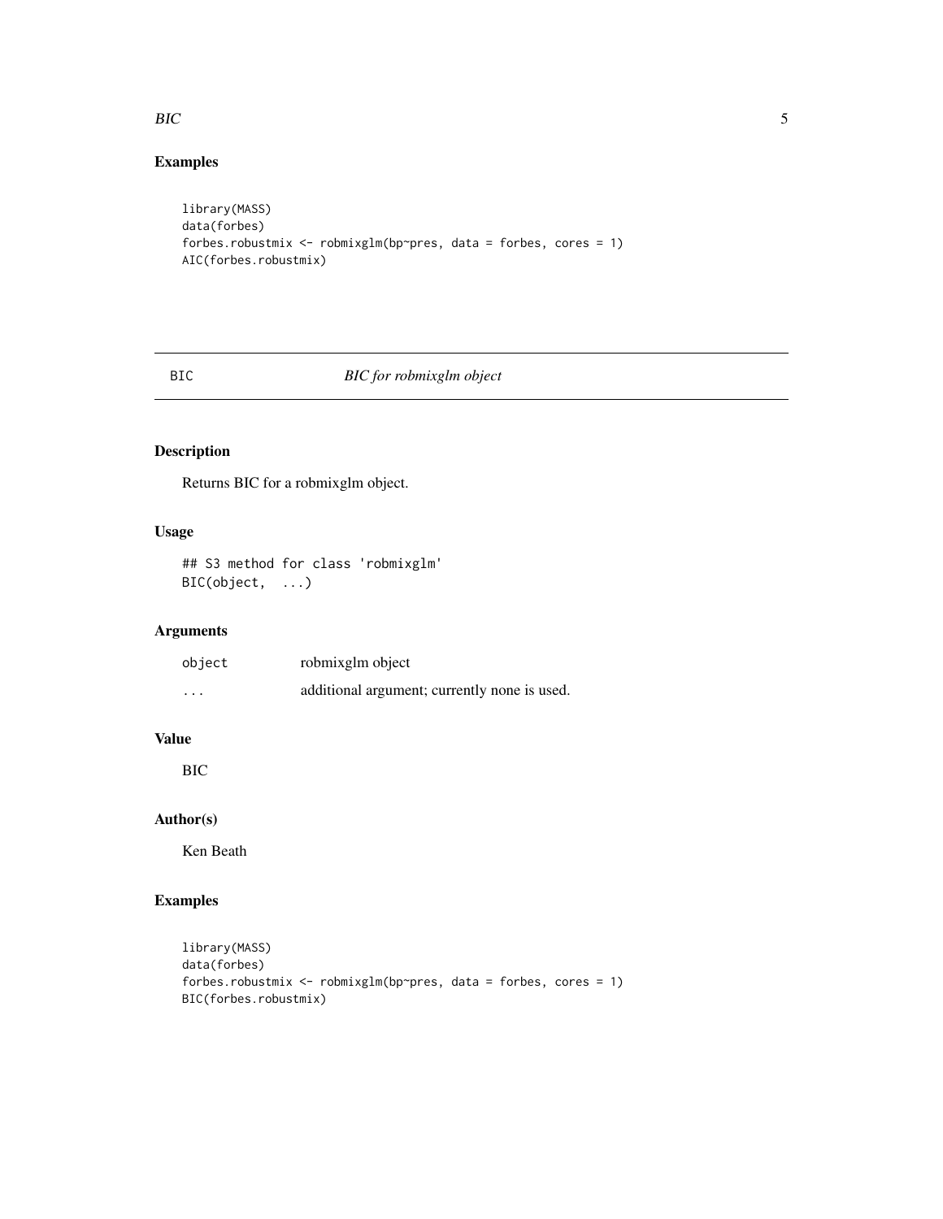## Examples

```
library(MASS)
data(forbes)
forbes.robustmix <- robmixglm(bp~pres, data = forbes, cores = 1)
AIC(forbes.robustmix)
```

---

# BIC — *BIC for robmixglm object*

## Description

Returns BIC for a robmixglm object.

## Usage

```
## S3 method for class 'robmixglm'
BIC(object, ...)
```

## Arguments

| | |
|---|---|
| object | robmixglm object |
| ... | additional argument; currently none is used. |

## Value

BIC

## Author(s)

Ken Beath

## Examples

```
library(MASS)
data(forbes)
forbes.robustmix <- robmixglm(bp~pres, data = forbes, cores = 1)
BIC(forbes.robustmix)
```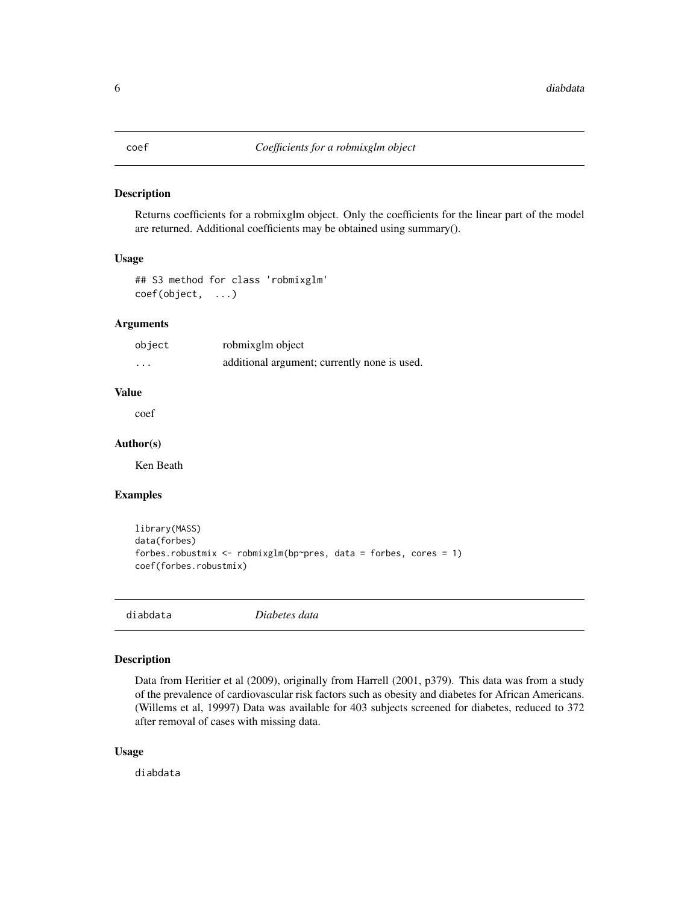## coef — *Coefficients for a robmixglm object*

### Description

Returns coefficients for a robmixglm object. Only the coefficients for the linear part of the model are returned. Additional coefficients may be obtained using summary().

### Usage

```
## S3 method for class 'robmixglm'
coef(object,  ...)
```

### Arguments

| | |
|---|---|
| object | robmixglm object |
| ... | additional argument; currently none is used. |

### Value

coef

### Author(s)

Ken Beath

### Examples

```
library(MASS)
data(forbes)
forbes.robustmix <- robmixglm(bp~pres, data = forbes, cores = 1)
coef(forbes.robustmix)
```

## diabdata — *Diabetes data*

### Description

Data from Heritier et al (2009), originally from Harrell (2001, p379). This data was from a study of the prevalence of cardiovascular risk factors such as obesity and diabetes for African Americans. (Willems et al, 19997) Data was available for 403 subjects screened for diabetes, reduced to 372 after removal of cases with missing data.

### Usage

```
diabdata
```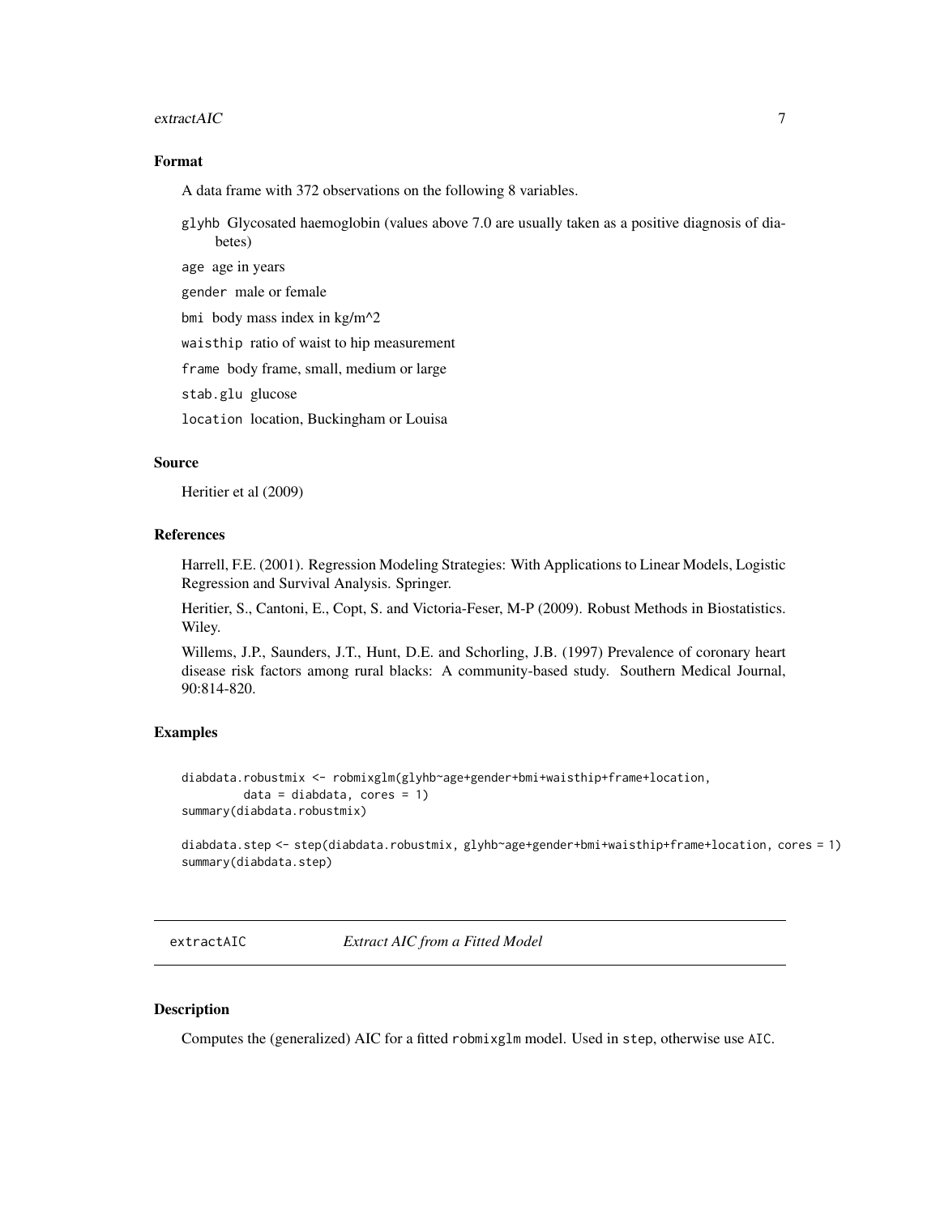### Format

A data frame with 372 observations on the following 8 variables.

- `glyhb` Glycosated haemoglobin (values above 7.0 are usually taken as a positive diagnosis of diabetes)
- `age` age in years
- `gender` male or female
- `bmi` body mass index in kg/m^2
- `waisthip` ratio of waist to hip measurement
- `frame` body frame, small, medium or large
- `stab.glu` glucose
- `location` location, Buckingham or Louisa

### Source

Heritier et al (2009)

### References

Harrell, F.E. (2001). Regression Modeling Strategies: With Applications to Linear Models, Logistic Regression and Survival Analysis. Springer.

Heritier, S., Cantoni, E., Copt, S. and Victoria-Feser, M-P (2009). Robust Methods in Biostatistics. Wiley.

Willems, J.P., Saunders, J.T., Hunt, D.E. and Schorling, J.B. (1997) Prevalence of coronary heart disease risk factors among rural blacks: A community-based study. Southern Medical Journal, 90:814-820.

### Examples

```
diabdata.robustmix <- robmixglm(glyhb~age+gender+bmi+waisthip+frame+location,
         data = diabdata, cores = 1)
summary(diabdata.robustmix)

diabdata.step <- step(diabdata.robustmix, glyhb~age+gender+bmi+waisthip+frame+location, cores = 1)
summary(diabdata.step)
```

---

## extractAIC *Extract AIC from a Fitted Model*

### Description

Computes the (generalized) AIC for a fitted `robmixglm` model. Used in `step`, otherwise use `AIC`.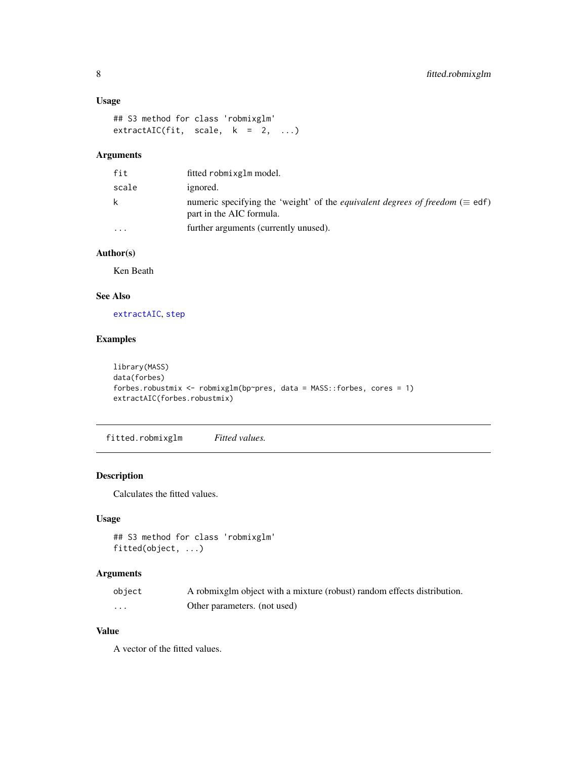### Usage

```
## S3 method for class 'robmixglm'
extractAIC(fit, scale, k = 2, ...)
```

### Arguments

| | |
|---|---|
| fit | fitted robmixglm model. |
| scale | ignored. |
| k | numeric specifying the 'weight' of the *equivalent degrees of freedom* ($\equiv$ edf) part in the AIC formula. |
| ... | further arguments (currently unused). |

### Author(s)

Ken Beath

### See Also

extractAIC, step

### Examples

```
library(MASS)
data(forbes)
forbes.robustmix <- robmixglm(bp~pres, data = MASS::forbes, cores = 1)
extractAIC(forbes.robustmix)
```

---

## fitted.robmixglm *Fitted values.*

---

### Description

Calculates the fitted values.

### Usage

```
## S3 method for class 'robmixglm'
fitted(object, ...)
```

### Arguments

| | |
|---|---|
| object | A robmixglm object with a mixture (robust) random effects distribution. |
| ... | Other parameters. (not used) |

### Value

A vector of the fitted values.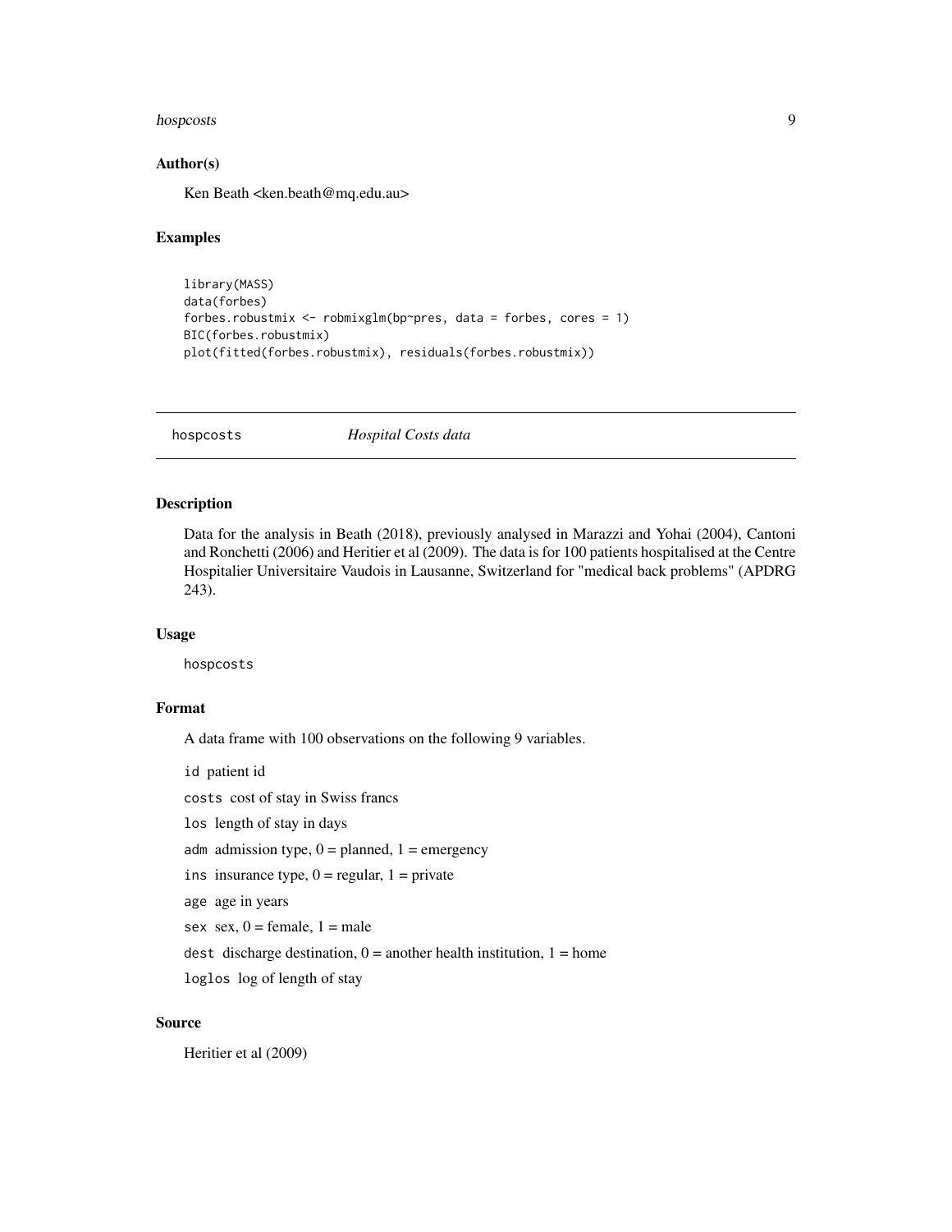## Author(s)

Ken Beath <ken.beath@mq.edu.au>

## Examples

```
library(MASS)
data(forbes)
forbes.robustmix <- robmixglm(bp~pres, data = forbes, cores = 1)
BIC(forbes.robustmix)
plot(fitted(forbes.robustmix), residuals(forbes.robustmix))
```

---

# hospcosts *Hospital Costs data*

## Description

Data for the analysis in Beath (2018), previously analysed in Marazzi and Yohai (2004), Cantoni and Ronchetti (2006) and Heritier et al (2009). The data is for 100 patients hospitalised at the Centre Hospitalier Universitaire Vaudois in Lausanne, Switzerland for "medical back problems" (APDRG 243).

## Usage

```
hospcosts
```

## Format

A data frame with 100 observations on the following 9 variables.

- `id` patient id
- `costs` cost of stay in Swiss francs
- `los` length of stay in days
- `adm` admission type, 0 = planned, 1 = emergency
- `ins` insurance type, 0 = regular, 1 = private
- `age` age in years
- `sex` sex, 0 = female, 1 = male
- `dest` discharge destination, 0 = another health institution, 1 = home
- `loglos` log of length of stay

## Source

Heritier et al (2009)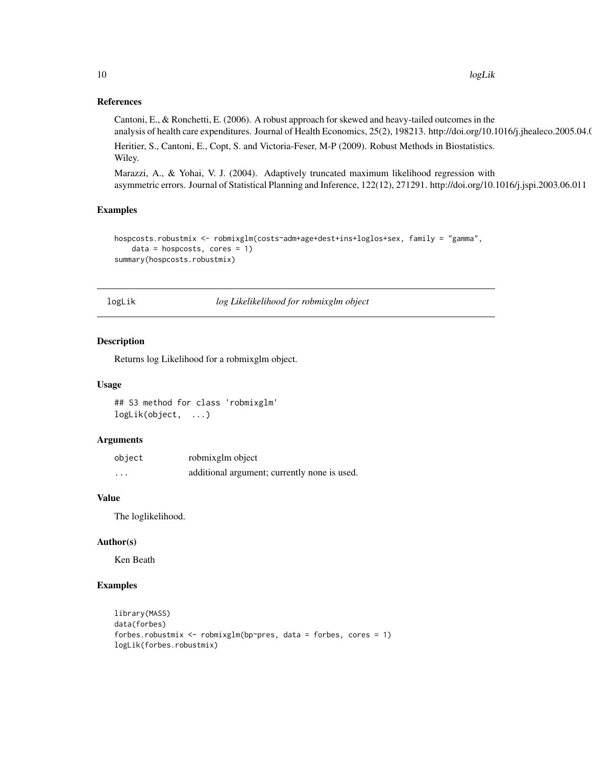### References

Cantoni, E., & Ronchetti, E. (2006). A robust approach for skewed and heavy-tailed outcomes in the analysis of health care expenditures. Journal of Health Economics, 25(2), 198213. http://doi.org/10.1016/j.jhealeco.2005.04.0

Heritier, S., Cantoni, E., Copt, S. and Victoria-Feser, M-P (2009). Robust Methods in Biostatistics. Wiley.

Marazzi, A., & Yohai, V. J. (2004). Adaptively truncated maximum likelihood regression with asymmetric errors. Journal of Statistical Planning and Inference, 122(12), 271291. http://doi.org/10.1016/j.jspi.2003.06.011

### Examples

```
hospcosts.robustmix <- robmixglm(costs~adm+age+dest+ins+loglos+sex, family = "gamma",
    data = hospcosts, cores = 1)
summary(hospcosts.robustmix)
```

---

## logLik — *log Likelikelihood for robmixglm object*

### Description

Returns log Likelihood for a robmixglm object.

### Usage

```
## S3 method for class 'robmixglm'
logLik(object,  ...)
```

### Arguments

| | |
|---|---|
| `object` | robmixglm object |
| `...` | additional argument; currently none is used. |

### Value

The loglikelihood.

### Author(s)

Ken Beath

### Examples

```
library(MASS)
data(forbes)
forbes.robustmix <- robmixglm(bp~pres, data = forbes, cores = 1)
logLik(forbes.robustmix)
```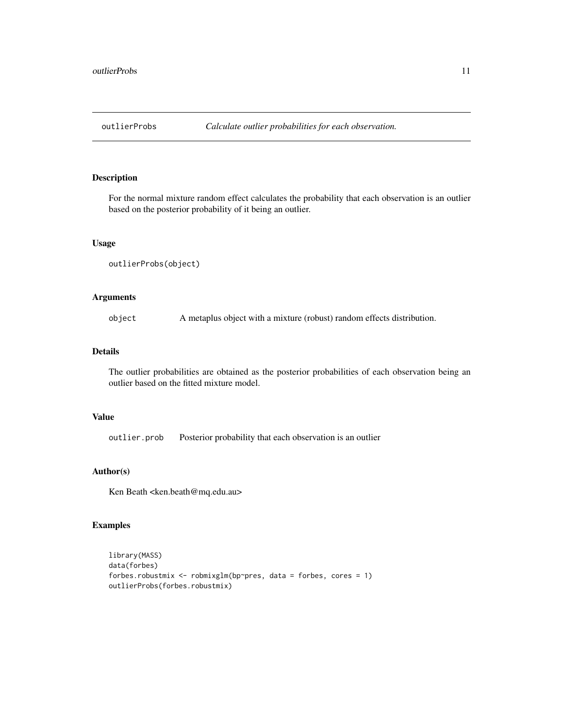## outlierProbs — *Calculate outlier probabilities for each observation.*

### Description

For the normal mixture random effect calculates the probability that each observation is an outlier based on the posterior probability of it being an outlier.

### Usage

```
outlierProbs(object)
```

### Arguments

| | |
|---|---|
| `object` | A metaplus object with a mixture (robust) random effects distribution. |

### Details

The outlier probabilities are obtained as the posterior probabilities of each observation being an outlier based on the fitted mixture model.

### Value

| | |
|---|---|
| `outlier.prob` | Posterior probability that each observation is an outlier |

### Author(s)

Ken Beath <ken.beath@mq.edu.au>

### Examples

```
library(MASS)
data(forbes)
forbes.robustmix <- robmixglm(bp~pres, data = forbes, cores = 1)
outlierProbs(forbes.robustmix)
```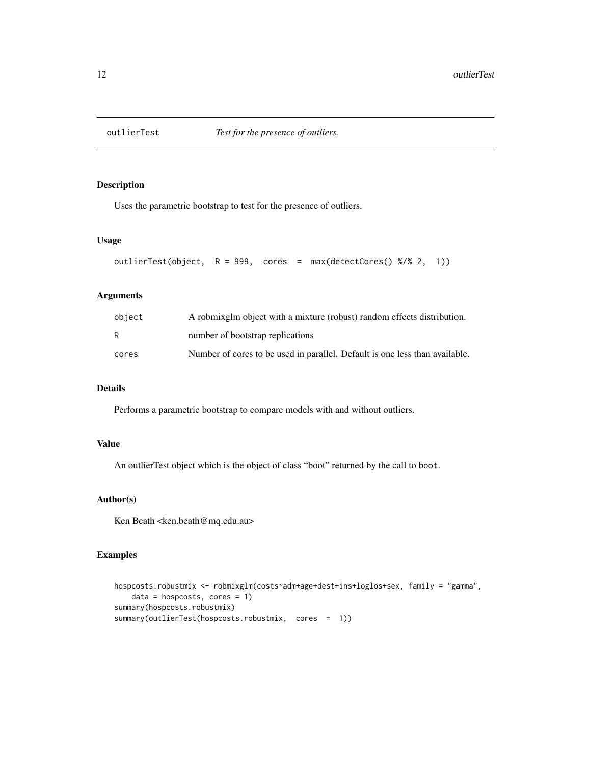# outlierTest — *Test for the presence of outliers.*

## Description

Uses the parametric bootstrap to test for the presence of outliers.

## Usage

```
outlierTest(object,  R = 999,  cores  =  max(detectCores() %/% 2,  1))
```

## Arguments

| | |
|---|---|
| object | A robmixglm object with a mixture (robust) random effects distribution. |
| R | number of bootstrap replications |
| cores | Number of cores to be used in parallel. Default is one less than available. |

## Details

Performs a parametric bootstrap to compare models with and without outliers.

## Value

An outlierTest object which is the object of class "boot" returned by the call to `boot`.

## Author(s)

Ken Beath <ken.beath@mq.edu.au>

## Examples

```
hospcosts.robustmix <- robmixglm(costs~adm+age+dest+ins+loglos+sex, family = "gamma",
    data = hospcosts, cores = 1)
summary(hospcosts.robustmix)
summary(outlierTest(hospcosts.robustmix,  cores  =  1))
```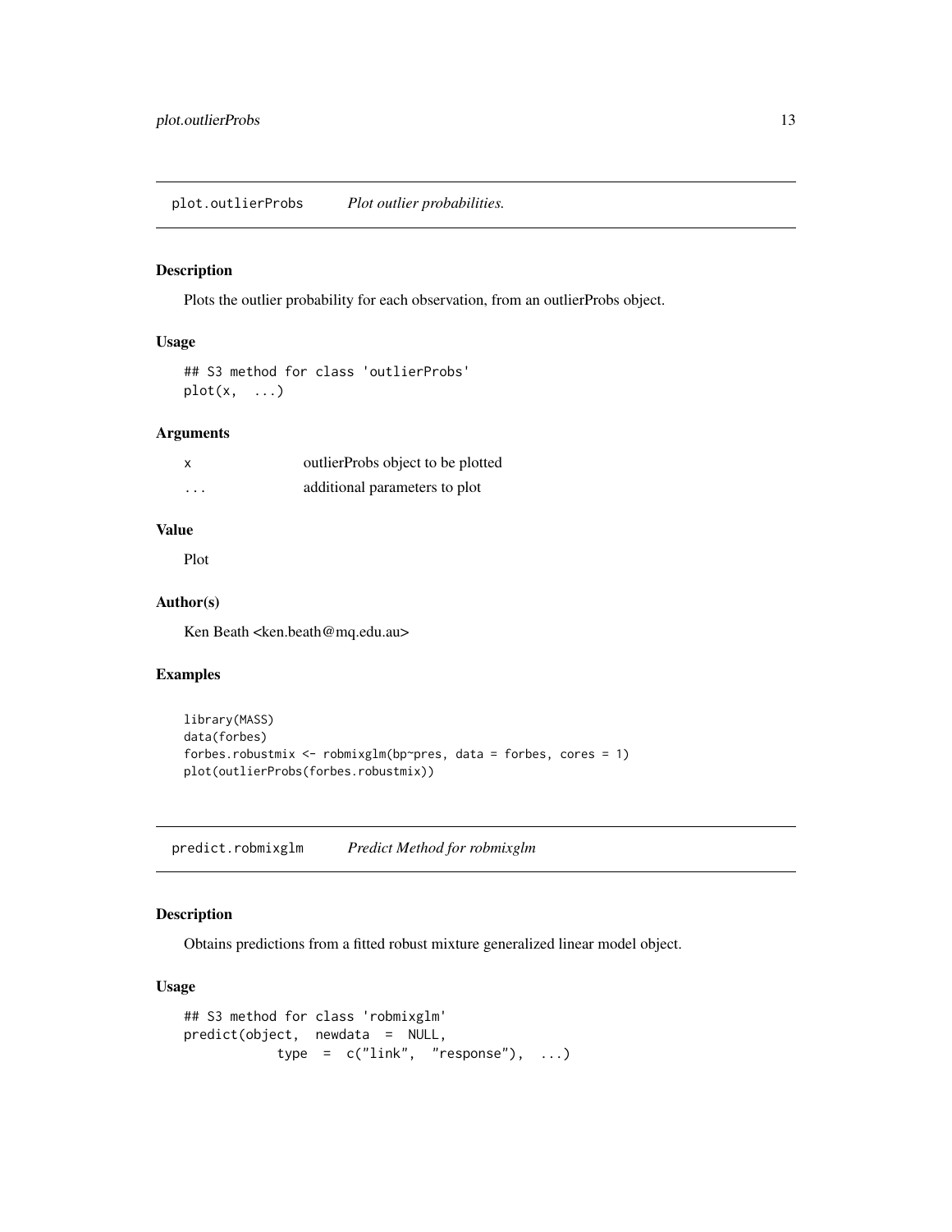## plot.outlierProbs *Plot outlier probabilities.*

### Description

Plots the outlier probability for each observation, from an outlierProbs object.

### Usage

```
## S3 method for class 'outlierProbs'
plot(x, ...)
```

### Arguments

| | |
|---|---|
| x | outlierProbs object to be plotted |
| ... | additional parameters to plot |

### Value

Plot

### Author(s)

Ken Beath <ken.beath@mq.edu.au>

### Examples

```
library(MASS)
data(forbes)
forbes.robustmix <- robmixglm(bp~pres, data = forbes, cores = 1)
plot(outlierProbs(forbes.robustmix))
```

## predict.robmixglm *Predict Method for robmixglm*

### Description

Obtains predictions from a fitted robust mixture generalized linear model object.

### Usage

```
## S3 method for class 'robmixglm'
predict(object, newdata = NULL,
            type = c("link", "response"), ...)
```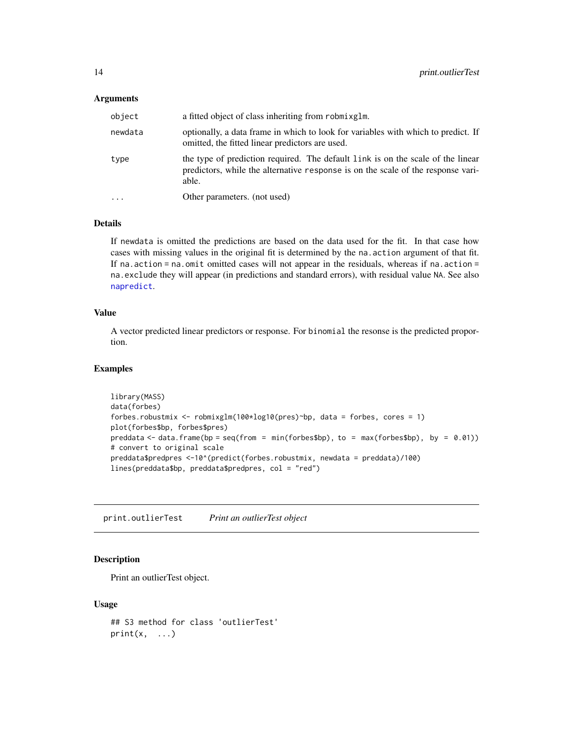### Arguments

| | |
|---|---|
| object | a fitted object of class inheriting from robmixglm. |
| newdata | optionally, a data frame in which to look for variables with which to predict. If omitted, the fitted linear predictors are used. |
| type | the type of prediction required. The default link is on the scale of the linear predictors, while the alternative response is on the scale of the response variable. |
| ... | Other parameters. (not used) |

### Details

If newdata is omitted the predictions are based on the data used for the fit. In that case how cases with missing values in the original fit is determined by the na.action argument of that fit. If na.action = na.omit omitted cases will not appear in the residuals, whereas if na.action = na.exclude they will appear (in predictions and standard errors), with residual value NA. See also napredict.

### Value

A vector predicted linear predictors or response. For binomial the resonse is the predicted proportion.

### Examples

```
library(MASS)
data(forbes)
forbes.robustmix <- robmixglm(100*log10(pres)~bp, data = forbes, cores = 1)
plot(forbes$bp, forbes$pres)
preddata <- data.frame(bp = seq(from = min(forbes$bp), to = max(forbes$bp), by = 0.01))
# convert to original scale
preddata$predpres <-10^(predict(forbes.robustmix, newdata = preddata)/100)
lines(preddata$bp, preddata$predpres, col = "red")
```

## print.outlierTest *Print an outlierTest object*

### Description

Print an outlierTest object.

### Usage

```
## S3 method for class 'outlierTest'
print(x, ...)
```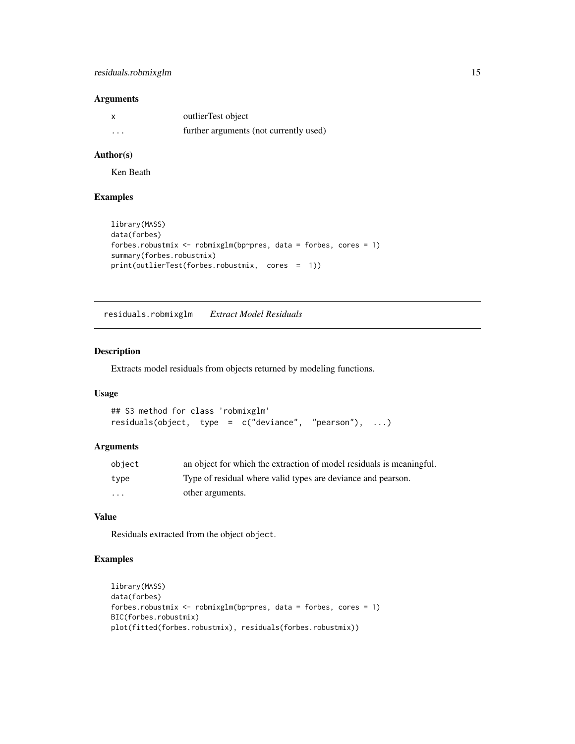### Arguments

| | |
|---|---|
| x | outlierTest object |
| ... | further arguments (not currently used) |

### Author(s)

Ken Beath

### Examples

```
library(MASS)
data(forbes)
forbes.robustmix <- robmixglm(bp~pres, data = forbes, cores = 1)
summary(forbes.robustmix)
print(outlierTest(forbes.robustmix,  cores  =  1))
```

---

## residuals.robmixglm *Extract Model Residuals*

### Description

Extracts model residuals from objects returned by modeling functions.

### Usage

```
## S3 method for class 'robmixglm'
residuals(object,  type  =  c("deviance",  "pearson"),  ...)
```

### Arguments

| | |
|---|---|
| object | an object for which the extraction of model residuals is meaningful. |
| type | Type of residual where valid types are deviance and pearson. |
| ... | other arguments. |

### Value

Residuals extracted from the object `object`.

### Examples

```
library(MASS)
data(forbes)
forbes.robustmix <- robmixglm(bp~pres, data = forbes, cores = 1)
BIC(forbes.robustmix)
plot(fitted(forbes.robustmix), residuals(forbes.robustmix))
```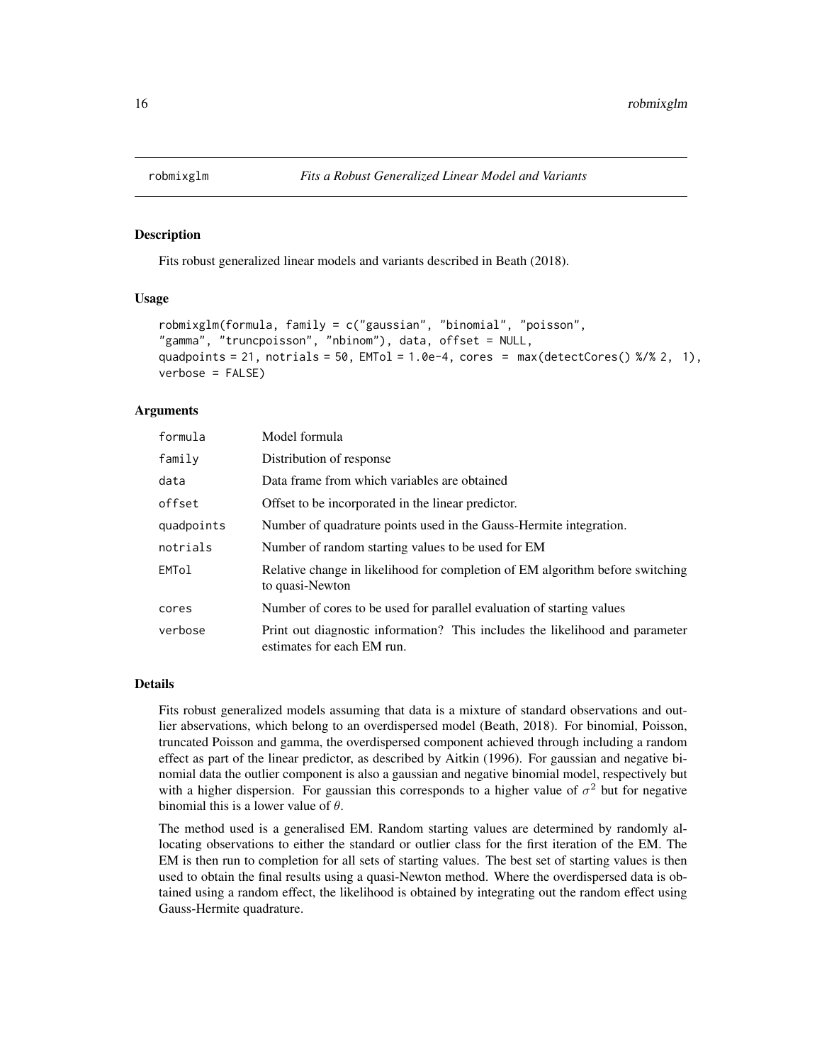# robmixglm — *Fits a Robust Generalized Linear Model and Variants*

## Description

Fits robust generalized linear models and variants described in Beath (2018).

## Usage

```
robmixglm(formula, family = c("gaussian", "binomial", "poisson",
"gamma", "truncpoisson", "nbinom"), data, offset = NULL,
quadpoints = 21, notrials = 50, EMTol = 1.0e-4, cores = max(detectCores() %/% 2, 1),
verbose = FALSE)
```

## Arguments

| | |
|---|---|
| `formula` | Model formula |
| `family` | Distribution of response |
| `data` | Data frame from which variables are obtained |
| `offset` | Offset to be incorporated in the linear predictor. |
| `quadpoints` | Number of quadrature points used in the Gauss-Hermite integration. |
| `notrials` | Number of random starting values to be used for EM |
| `EMTol` | Relative change in likelihood for completion of EM algorithm before switching to quasi-Newton |
| `cores` | Number of cores to be used for parallel evaluation of starting values |
| `verbose` | Print out diagnostic information? This includes the likelihood and parameter estimates for each EM run. |

## Details

Fits robust generalized models assuming that data is a mixture of standard observations and outlier observations, which belong to an overdispersed model (Beath, 2018). For binomial, Poisson, truncated Poisson and gamma, the overdispersed component achieved through including a random effect as part of the linear predictor, as described by Aitkin (1996). For gaussian and negative binomial data the outlier component is also a gaussian and negative binomial model, respectively but with a higher dispersion. For gaussian this corresponds to a higher value of $\sigma^2$ but for negative binomial this is a lower value of $\theta$.

The method used is a generalised EM. Random starting values are determined by randomly allocating observations to either the standard or outlier class for the first iteration of the EM. The EM is then run to completion for all sets of starting values. The best set of starting values is then used to obtain the final results using a quasi-Newton method. Where the overdispersed data is obtained using a random effect, the likelihood is obtained by integrating out the random effect using Gauss-Hermite quadrature.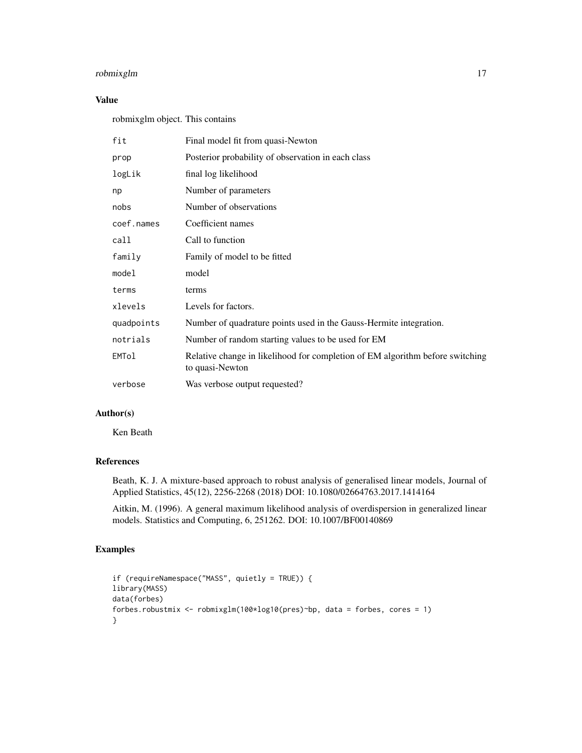## Value

robmixglm object. This contains

| | |
|---|---|
| `fit` | Final model fit from quasi-Newton |
| `prop` | Posterior probability of observation in each class |
| `logLik` | final log likelihood |
| `np` | Number of parameters |
| `nobs` | Number of observations |
| `coef.names` | Coefficient names |
| `call` | Call to function |
| `family` | Family of model to be fitted |
| `model` | model |
| `terms` | terms |
| `xlevels` | Levels for factors. |
| `quadpoints` | Number of quadrature points used in the Gauss-Hermite integration. |
| `notrials` | Number of random starting values to be used for EM |
| `EMTol` | Relative change in likelihood for completion of EM algorithm before switching to quasi-Newton |
| `verbose` | Was verbose output requested? |

## Author(s)

Ken Beath

## References

Beath, K. J. A mixture-based approach to robust analysis of generalised linear models, Journal of Applied Statistics, 45(12), 2256-2268 (2018) DOI: 10.1080/02664763.2017.1414164

Aitkin, M. (1996). A general maximum likelihood analysis of overdispersion in generalized linear models. Statistics and Computing, 6, 251262. DOI: 10.1007/BF00140869

## Examples

```
if (requireNamespace("MASS", quietly = TRUE)) {
library(MASS)
data(forbes)
forbes.robustmix <- robmixglm(100*log10(pres)~bp, data = forbes, cores = 1)
}
```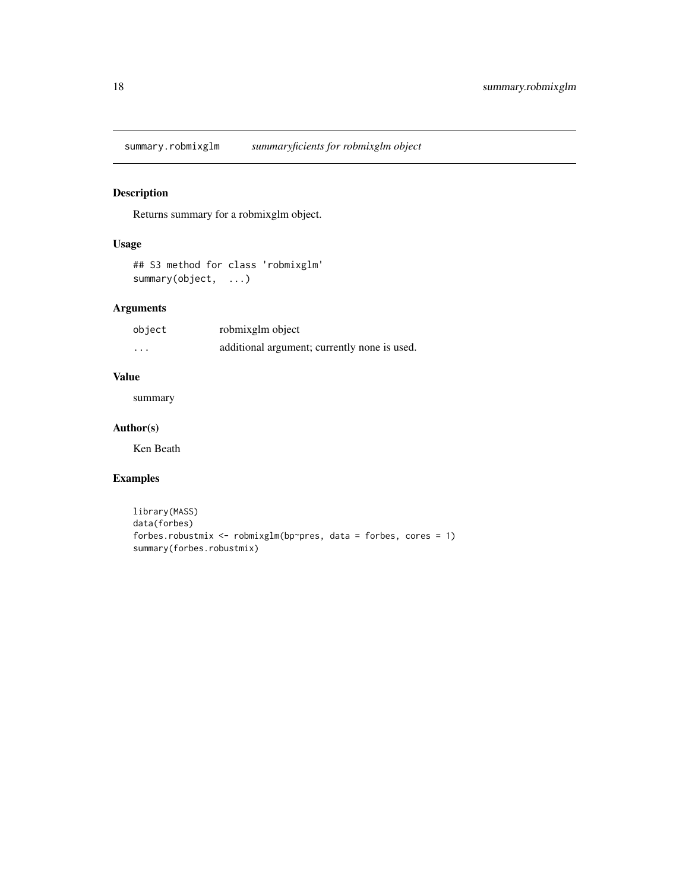summary.robmixglm *summaryficients for robmixglm object*

## Description

Returns summary for a robmixglm object.

## Usage

```
## S3 method for class 'robmixglm'
summary(object,  ...)
```

## Arguments

| | |
|---|---|
| `object` | robmixglm object |
| `...` | additional argument; currently none is used. |

## Value

summary

## Author(s)

Ken Beath

## Examples

```
library(MASS)
data(forbes)
forbes.robustmix <- robmixglm(bp~pres, data = forbes, cores = 1)
summary(forbes.robustmix)
```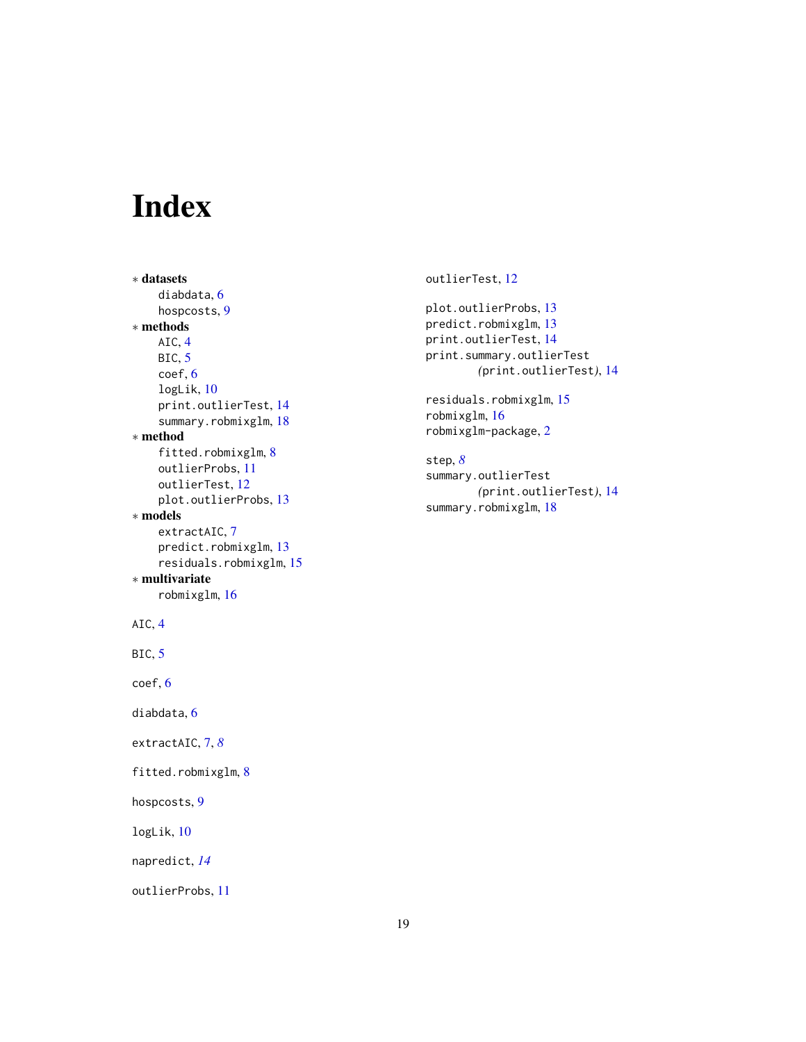# Index

* **datasets**
  - diabdata, 6
  - hospcosts, 9
* **methods**
  - AIC, 4
  - BIC, 5
  - coef, 6
  - logLik, 10
  - print.outlierTest, 14
  - summary.robmixglm, 18
* **method**
  - fitted.robmixglm, 8
  - outlierProbs, 11
  - outlierTest, 12
  - plot.outlierProbs, 13
* **models**
  - extractAIC, 7
  - predict.robmixglm, 13
  - residuals.robmixglm, 15
* **multivariate**
  - robmixglm, 16

AIC, 4

BIC, 5

coef, 6

diabdata, 6

extractAIC, 7, *8*

fitted.robmixglm, 8

hospcosts, 9

logLik, 10

napredict, *14*

outlierProbs, 11

outlierTest, 12

plot.outlierProbs, 13
predict.robmixglm, 13
print.outlierTest, 14
print.summary.outlierTest
    *(print.outlierTest)*, 14

residuals.robmixglm, 15
robmixglm, 16
robmixglm-package, 2

step, *8*
summary.outlierTest
    *(print.outlierTest)*, 14
summary.robmixglm, 18